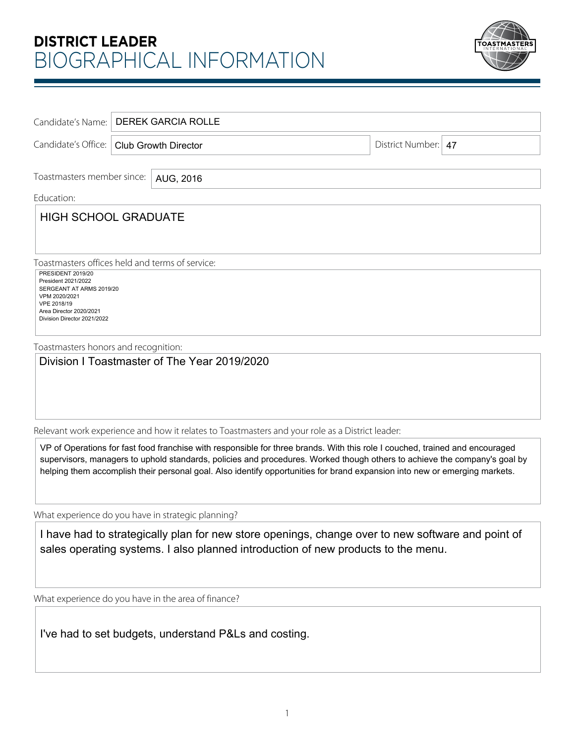# DISTRICT LEADER
# BIOGRAPHICAL INFORMATION

Candidate's Name: DEREK GARCIA ROLLE

Candidate's Office: Club Growth Director

District Number: 47

Toastmasters member since: AUG, 2016

Education:

HIGH SCHOOL GRADUATE

Toastmasters offices held and terms of service:

PRESIDENT 2019/20
President 2021/2022
SERGEANT AT ARMS 2019/20
VPM 2020/2021
VPE 2018/19
Area Director 2020/2021
Division Director 2021/2022

Toastmasters honors and recognition:

Division I Toastmaster of The Year 2019/2020

Relevant work experience and how it relates to Toastmasters and your role as a District leader:

VP of Operations for fast food franchise with responsible for three brands. With this role I couched, trained and encouraged supervisors, managers to uphold standards, policies and procedures. Worked though others to achieve the company's goal by helping them accomplish their personal goal. Also identify opportunities for brand expansion into new or emerging markets.

What experience do you have in strategic planning?

I have had to strategically plan for new store openings, change over to new software and point of sales operating systems. I also planned introduction of new products to the menu.

What experience do you have in the area of finance?

I've had to set budgets, understand P&Ls and costing.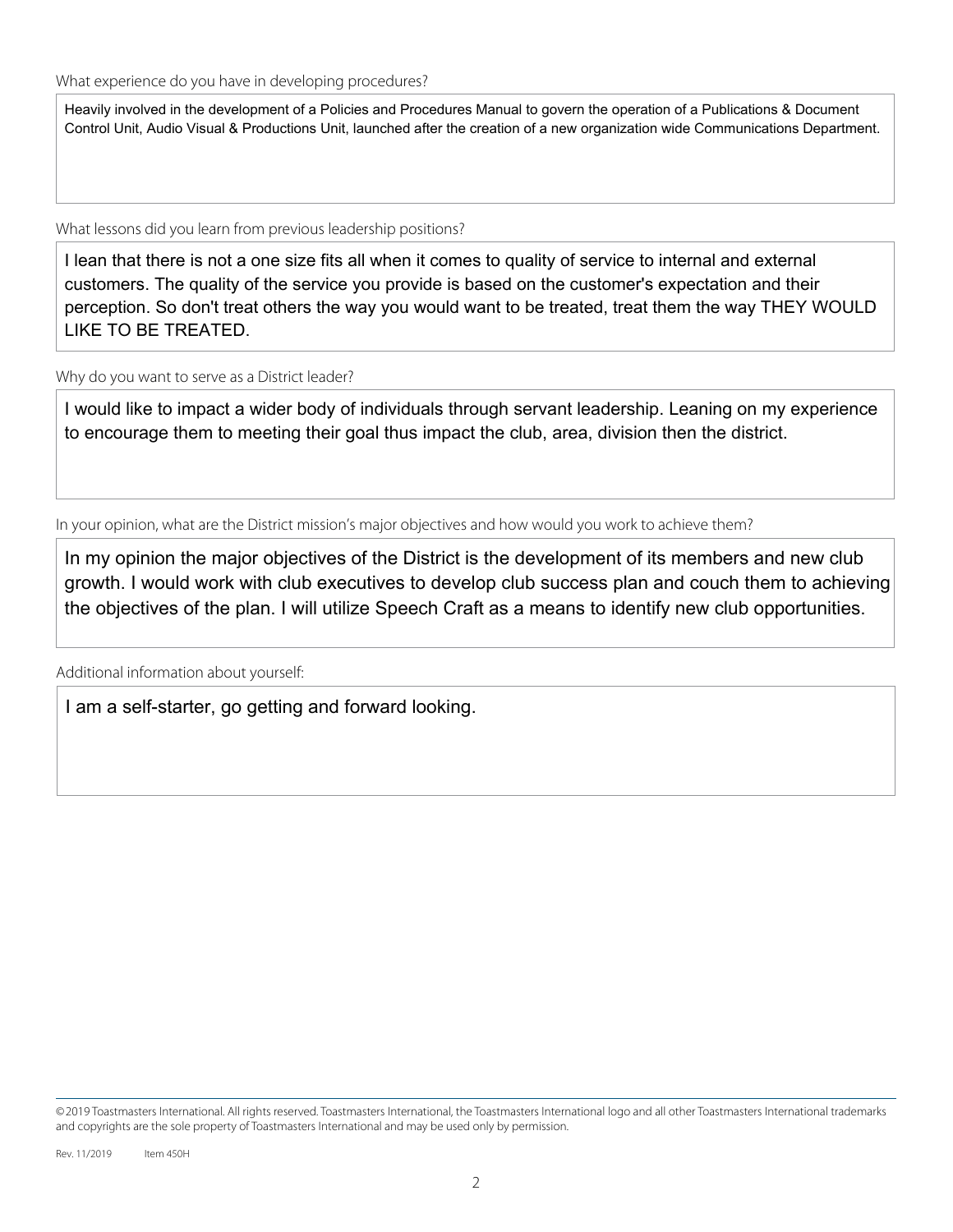What experience do you have in developing procedures?

Heavily involved in the development of a Policies and Procedures Manual to govern the operation of a Publications & Document Control Unit, Audio Visual & Productions Unit, launched after the creation of a new organization wide Communications Department.

What lessons did you learn from previous leadership positions?

I lean that there is not a one size fits all when it comes to quality of service to internal and external customers. The quality of the service you provide is based on the customer's expectation and their perception. So don't treat others the way you would want to be treated, treat them the way THEY WOULD LIKE TO BE TREATED.

Why do you want to serve as a District leader?

I would like to impact a wider body of individuals through servant leadership. Leaning on my experience to encourage them to meeting their goal thus impact the club, area, division then the district.

In your opinion, what are the District mission's major objectives and how would you work to achieve them?

In my opinion the major objectives of the District is the development of its members and new club growth. I would work with club executives to develop club success plan and couch them to achieving the objectives of the plan. I will utilize Speech Craft as a means to identify new club opportunities.

Additional information about yourself:

I am a self-starter, go getting and forward looking.

© 2019 Toastmasters International. All rights reserved. Toastmasters International, the Toastmasters International logo and all other Toastmasters International trademarks and copyrights are the sole property of Toastmasters International and may be used only by permission.

Rev. 11/2019 Item 450H